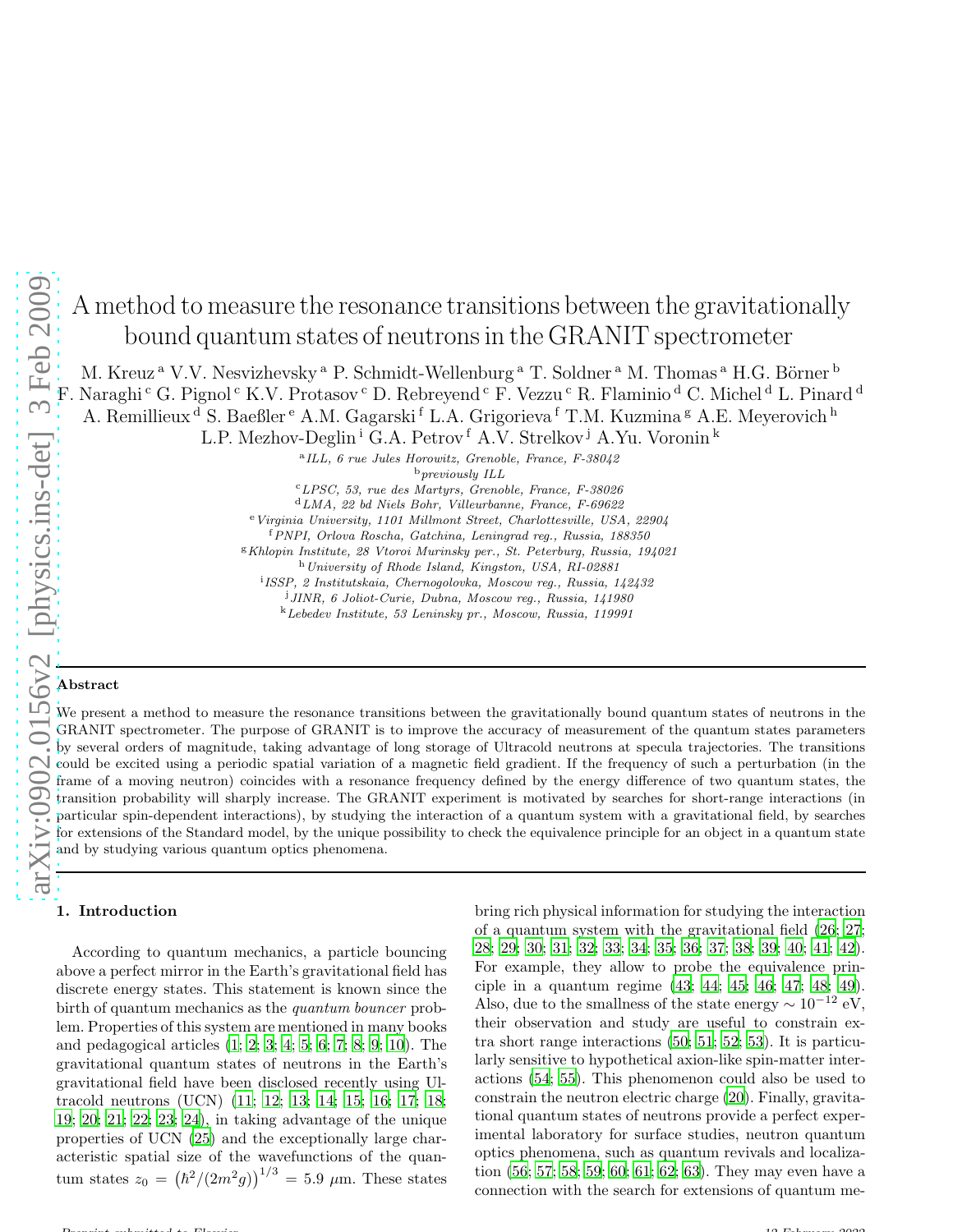# A method to measure the resonance transitions between the gravitationally bound quantum states of neutrons in the GRANIT spectrometer

M. Kreuz [a] V.V. Nesvizhevsky [a] P. Schmidt-Wellenburg [a] T. Soldner [a] M. Thomas [a] H.G. Börner [b] F. Naraghi [c] G. Pignol [c] K.V. Protasov [c] D. Rebreyend [c] F. Vezzu [c] R. Flaminio [d] C. Michel [d] L. Pinard [d] A. Remillieux [d] S. Baeßler [e] A.M. Gagarski [f] L.A. Grigorieva [f] T.M. Kuzmina [g] A.E. Meyerovich [h] L.P. Mezhov-Deglin [i] G.A. Petrov [f] A.V. Strelkov [j] A.Yu. Voronin [k]

[a] *ILL, 6 rue Jules Horowitz, Grenoble, France, F-38042*
[b] *previously ILL*
[c] *LPSC, 53, rue des Martyrs, Grenoble, France, F-38026*
[d] *LMA, 22 bd Niels Bohr, Villeurbanne, France, F-69622*
[e] *Virginia University, 1101 Millmont Street, Charlottesville, USA, 22904*
[f] *PNPI, Orlova Roscha, Gatchina, Leningrad reg., Russia, 188350*
[g] *Khlopin Institute, 28 Vtoroi Murinsky per., St. Peterburg, Russia, 194021*
[h] *University of Rhode Island, Kingston, USA, RI-02881*
[i] *ISSP, 2 Institutskaia, Chernogolovka, Moscow reg., Russia, 142432*
[j] *JINR, 6 Joliot-Curie, Dubna, Moscow reg., Russia, 141980*
[k] *Lebedev Institute, 53 Leninsky pr., Moscow, Russia, 119991*

## Abstract

We present a method to measure the resonance transitions between the gravitationally bound quantum states of neutrons in the GRANIT spectrometer. The purpose of GRANIT is to improve the accuracy of measurement of the quantum states parameters by several orders of magnitude, taking advantage of long storage of Ultracold neutrons at specula trajectories. The transitions could be excited using a periodic spatial variation of a magnetic field gradient. If the frequency of such a perturbation (in the frame of a moving neutron) coincides with a resonance frequency defined by the energy difference of two quantum states, the transition probability will sharply increase. The GRANIT experiment is motivated by searches for short-range interactions (in particular spin-dependent interactions), by studying the interaction of a quantum system with a gravitational field, by searches for extensions of the Standard model, by the unique possibility to check the equivalence principle for an object in a quantum state and by studying various quantum optics phenomena.

## 1. Introduction

According to quantum mechanics, a particle bouncing above a perfect mirror in the Earth's gravitational field has discrete energy states. This statement is known since the birth of quantum mechanics as the *quantum bouncer* problem. Properties of this system are mentioned in many books and pedagogical articles (1; 2; 3; 4; 5; 6; 7; 8; 9; 10). The gravitational quantum states of neutrons in the Earth's gravitational field have been disclosed recently using Ultracold neutrons (UCN) (11; 12; 13; 14; 15; 16; 17; 18; 19; 20; 21; 22; 23; 24), in taking advantage of the unique properties of UCN (25) and the exceptionally large characteristic spatial size of the wavefunctions of the quantum states $z_0 = \left(\hbar^2/(2m^2g)\right)^{1/3} = 5.9\ \mu$m. These states bring rich physical information for studying the interaction of a quantum system with the gravitational field (26; 27; 28; 29; 30; 31; 32; 33; 34; 35; 36; 37; 38; 39; 40; 41; 42). For example, they allow to probe the equivalence principle in a quantum regime (43; 44; 45; 46; 47; 48; 49). Also, due to the smallness of the state energy $\sim 10^{-12}$ eV, their observation and study are useful to constrain extra short range interactions (50; 51; 52; 53). It is particularly sensitive to hypothetical axion-like spin-matter interactions (54; 55). This phenomenon could also be used to constrain the neutron electric charge (20). Finally, gravitational quantum states of neutrons provide a perfect experimental laboratory for surface studies, neutron quantum optics phenomena, such as quantum revivals and localization (56; 57; 58; 59; 60; 61; 62; 63). They may even have a connection with the search for extensions of quantum me-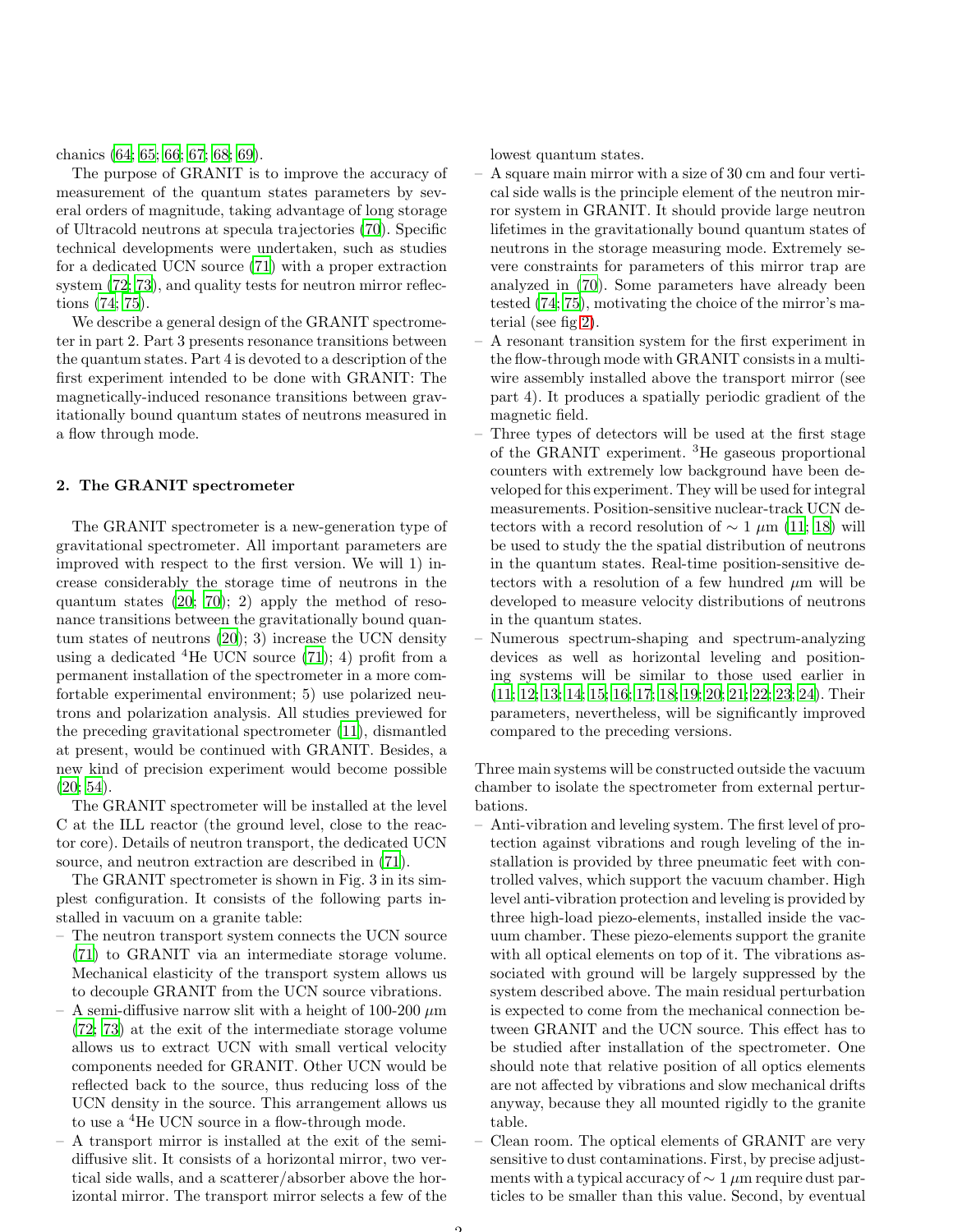chanics (64; 65; 66; 67; 68; 69).

The purpose of GRANIT is to improve the accuracy of measurement of the quantum states parameters by several orders of magnitude, taking advantage of long storage of Ultracold neutrons at specula trajectories (70). Specific technical developments were undertaken, such as studies for a dedicated UCN source (71) with a proper extraction system (72; 73), and quality tests for neutron mirror reflections (74; 75).

We describe a general design of the GRANIT spectrometer in part 2. Part 3 presents resonance transitions between the quantum states. Part 4 is devoted to a description of the first experiment intended to be done with GRANIT: The magnetically-induced resonance transitions between gravitationally bound quantum states of neutrons measured in a flow through mode.

## 2. The GRANIT spectrometer

The GRANIT spectrometer is a new-generation type of gravitational spectrometer. All important parameters are improved with respect to the first version. We will 1) increase considerably the storage time of neutrons in the quantum states (20; 70); 2) apply the method of resonance transitions between the gravitationally bound quantum states of neutrons (20); 3) increase the UCN density using a dedicated $^4$He UCN source (71); 4) profit from a permanent installation of the spectrometer in a more comfortable experimental environment; 5) use polarized neutrons and polarization analysis. All studies previewed for the preceding gravitational spectrometer (11), dismantled at present, would be continued with GRANIT. Besides, a new kind of precision experiment would become possible (20; 54).

The GRANIT spectrometer will be installed at the level C at the ILL reactor (the ground level, close to the reactor core). Details of neutron transport, the dedicated UCN source, and neutron extraction are described in (71).

The GRANIT spectrometer is shown in Fig. 3 in its simplest configuration. It consists of the following parts installed in vacuum on a granite table:

- The neutron transport system connects the UCN source (71) to GRANIT via an intermediate storage volume. Mechanical elasticity of the transport system allows us to decouple GRANIT from the UCN source vibrations.
- A semi-diffusive narrow slit with a height of 100-200 $\mu$m (72; 73) at the exit of the intermediate storage volume allows us to extract UCN with small vertical velocity components needed for GRANIT. Other UCN would be reflected back to the source, thus reducing loss of the UCN density in the source. This arrangement allows us to use a $^4$He UCN source in a flow-through mode.
- A transport mirror is installed at the exit of the semi-diffusive slit. It consists of a horizontal mirror, two vertical side walls, and a scatterer/absorber above the horizontal mirror. The transport mirror selects a few of the lowest quantum states.
- A square main mirror with a size of 30 cm and four vertical side walls is the principle element of the neutron mirror system in GRANIT. It should provide large neutron lifetimes in the gravitationally bound quantum states of neutrons in the storage measuring mode. Extremely severe constraints for parameters of this mirror trap are analyzed in (70). Some parameters have already been tested (74; 75), motivating the choice of the mirror's material (see fig 2).
- A resonant transition system for the first experiment in the flow-through mode with GRANIT consists in a multi-wire assembly installed above the transport mirror (see part 4). It produces a spatially periodic gradient of the magnetic field.
- Three types of detectors will be used at the first stage of the GRANIT experiment. $^3$He gaseous proportional counters with extremely low background have been developed for this experiment. They will be used for integral measurements. Position-sensitive nuclear-track UCN detectors with a record resolution of $\sim 1$ $\mu$m (11; 18) will be used to study the the spatial distribution of neutrons in the quantum states. Real-time position-sensitive detectors with a resolution of a few hundred $\mu$m will be developed to measure velocity distributions of neutrons in the quantum states.
- Numerous spectrum-shaping and spectrum-analyzing devices as well as horizontal leveling and positioning systems will be similar to those used earlier in (11; 12; 13; 14; 15; 16; 17; 18; 19; 20; 21; 22; 23; 24). Their parameters, nevertheless, will be significantly improved compared to the preceding versions.

Three main systems will be constructed outside the vacuum chamber to isolate the spectrometer from external perturbations.

- Anti-vibration and leveling system. The first level of protection against vibrations and rough leveling of the installation is provided by three pneumatic feet with controlled valves, which support the vacuum chamber. High level anti-vibration protection and leveling is provided by three high-load piezo-elements, installed inside the vacuum chamber. These piezo-elements support the granite with all optical elements on top of it. The vibrations associated with ground will be largely suppressed by the system described above. The main residual perturbation is expected to come from the mechanical connection between GRANIT and the UCN source. This effect has to be studied after installation of the spectrometer. One should note that relative position of all optics elements are not affected by vibrations and slow mechanical drifts anyway, because they all mounted rigidly to the granite table.
- Clean room. The optical elements of GRANIT are very sensitive to dust contaminations. First, by precise adjustments with a typical accuracy of $\sim 1$ $\mu$m require dust particles to be smaller than this value. Second, by eventual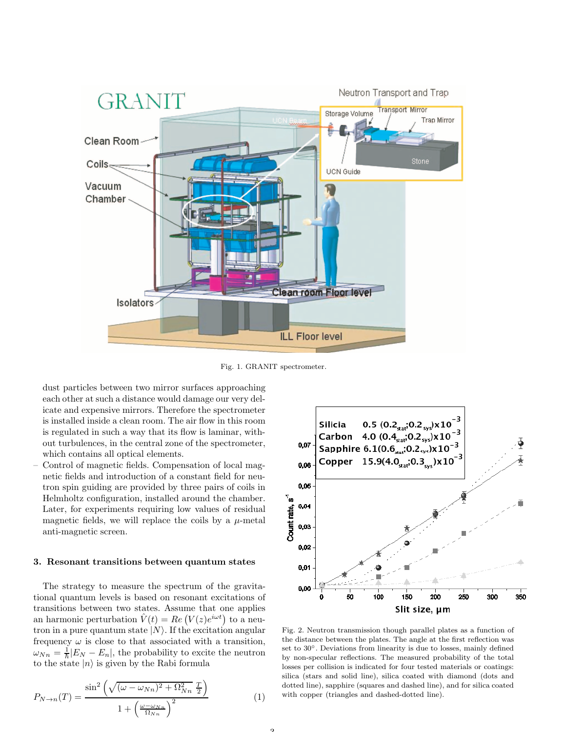Fig. 1. GRANIT spectrometer.

dust particles between two mirror surfaces approaching each other at such a distance would damage our very delicate and expensive mirrors. Therefore the spectrometer is installed inside a clean room. The air flow in this room is regulated in such a way that its flow is laminar, without turbulences, in the central zone of the spectrometer, which contains all optical elements.

- Control of magnetic fields. Compensation of local magnetic fields and introduction of a constant field for neutron spin guiding are provided by three pairs of coils in Helmholtz configuration, installed around the chamber. Later, for experiments requiring low values of residual magnetic fields, we will replace the coils by a $\mu$-metal anti-magnetic screen.

## 3. Resonant transitions between quantum states

The strategy to measure the spectrum of the gravitational quantum levels is based on resonant excitations of transitions between two states. Assume that one applies an harmonic perturbation $\hat{V}(t) = Re\left(V(z)e^{i\omega t}\right)$ to a neutron in a pure quantum state $|N\rangle$. If the excitation angular frequency $\omega$ is close to that associated with a transition, $\omega_{Nn} = \frac{1}{\hbar}|E_N - E_n|$, the probability to excite the neutron to the state $|n\rangle$ is given by the Rabi formula

$$P_{N \to n}(T) = \frac{\sin^2\left(\sqrt{(\omega - \omega_{Nn})^2 + \Omega_{Nn}^2}\ \frac{T}{2}\right)}{1 + \left(\frac{\omega - \omega_{Nn}}{\Omega_{Nn}}\right)^2} \tag{1}$$

Fig. 2. Neutron transmission though parallel plates as a function of the distance between the plates. The angle at the first reflection was set to 30°. Deviations from linearity is due to losses, mainly defined by non-specular reflections. The measured probability of the total losses per collision is indicated for four tested materials or coatings: silica (stars and solid line), silica coated with diamond (dots and dotted line), sapphire (squares and dashed line), and for silica coated with copper (triangles and dashed-dotted line).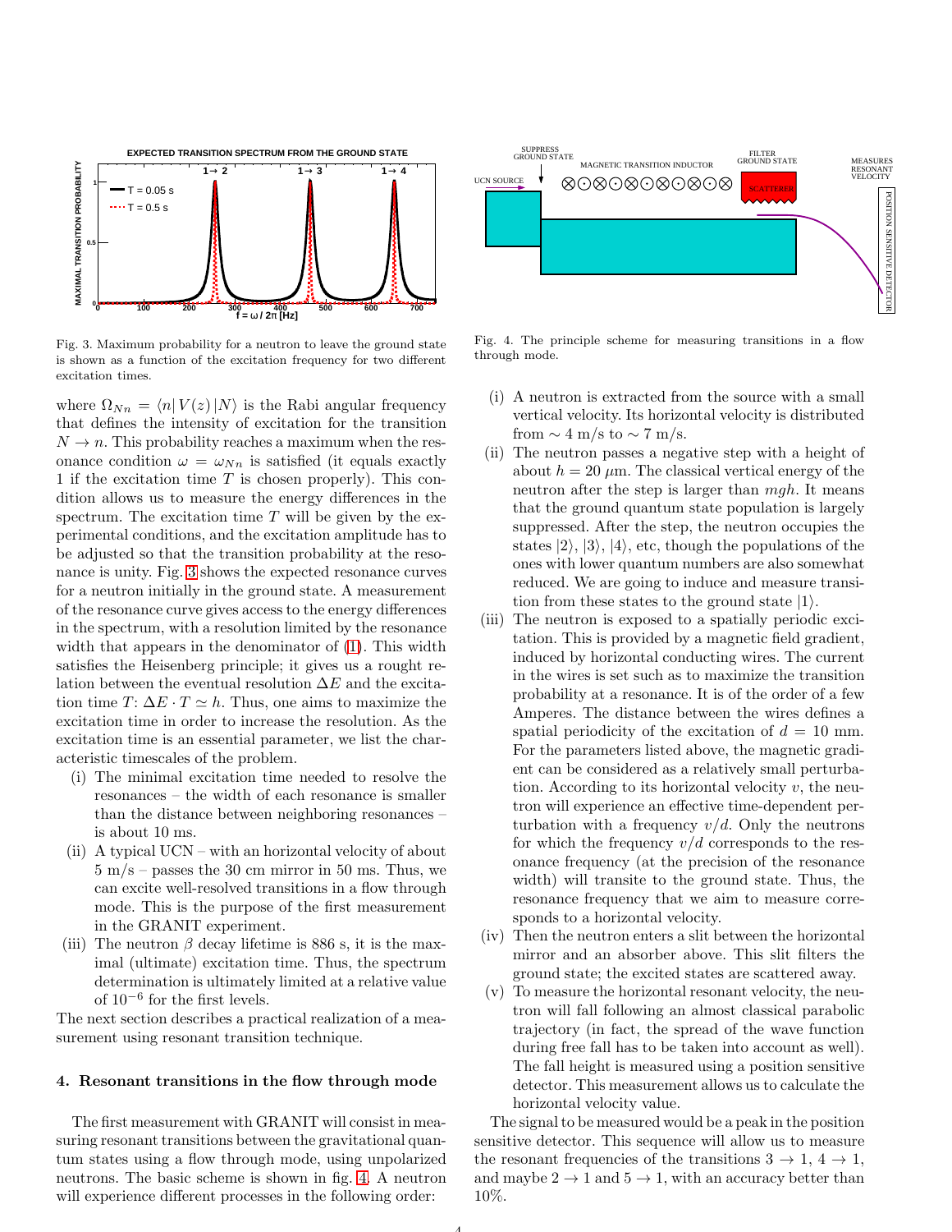Fig. 3. Maximum probability for a neutron to leave the ground state is shown as a function of the excitation frequency for two different excitation times.

Fig. 4. The principle scheme for measuring transitions in a flow through mode.

where $\Omega_{Nn} = \langle n| V(z) |N\rangle$ is the Rabi angular frequency that defines the intensity of excitation for the transition $N \to n$. This probability reaches a maximum when the resonance condition $\omega = \omega_{Nn}$ is satisfied (it equals exactly 1 if the excitation time $T$ is chosen properly). This condition allows us to measure the energy differences in the spectrum. The excitation time $T$ will be given by the experimental conditions, and the excitation amplitude has to be adjusted so that the transition probability at the resonance is unity. Fig. 3 shows the expected resonance curves for a neutron initially in the ground state. A measurement of the resonance curve gives access to the energy differences in the spectrum, with a resolution limited by the resonance width that appears in the denominator of (1). This width satisfies the Heisenberg principle; it gives us a rought relation between the eventual resolution $\Delta E$ and the excitation time $T$: $\Delta E \cdot T \simeq h$. Thus, one aims to maximize the excitation time in order to increase the resolution. As the excitation time is an essential parameter, we list the characteristic timescales of the problem.

(i) The minimal excitation time needed to resolve the resonances – the width of each resonance is smaller than the distance between neighboring resonances – is about 10 ms.

(ii) A typical UCN – with an horizontal velocity of about 5 m/s – passes the 30 cm mirror in 50 ms. Thus, we can excite well-resolved transitions in a flow through mode. This is the purpose of the first measurement in the GRANIT experiment.

(iii) The neutron $\beta$ decay lifetime is 886 s, it is the maximal (ultimate) excitation time. Thus, the spectrum determination is ultimately limited at a relative value of $10^{-6}$ for the first levels.

The next section describes a practical realization of a measurement using resonant transition technique.

## 4. Resonant transitions in the flow through mode

The first measurement with GRANIT will consist in measuring resonant transitions between the gravitational quantum states using a flow through mode, using unpolarized neutrons. The basic scheme is shown in fig. 4. A neutron will experience different processes in the following order:

(i) A neutron is extracted from the source with a small vertical velocity. Its horizontal velocity is distributed from $\sim 4$ m/s to $\sim 7$ m/s.

(ii) The neutron passes a negative step with a height of about $h = 20$ $\mu$m. The classical vertical energy of the neutron after the step is larger than $mgh$. It means that the ground quantum state population is largely suppressed. After the step, the neutron occupies the states $|2\rangle$, $|3\rangle$, $|4\rangle$, etc, though the populations of the ones with lower quantum numbers are also somewhat reduced. We are going to induce and measure transition from these states to the ground state $|1\rangle$.

(iii) The neutron is exposed to a spatially periodic excitation. This is provided by a magnetic field gradient, induced by horizontal conducting wires. The current in the wires is set such as to maximize the transition probability at a resonance. It is of the order of a few Amperes. The distance between the wires defines a spatial periodicity of the excitation of $d = 10$ mm. For the parameters listed above, the magnetic gradient can be considered as a relatively small perturbation. According to its horizontal velocity $v$, the neutron will experience an effective time-dependent perturbation with a frequency $v/d$. Only the neutrons for which the frequency $v/d$ corresponds to the resonance frequency (at the precision of the resonance width) will transite to the ground state. Thus, the resonance frequency that we aim to measure corresponds to a horizontal velocity.

(iv) Then the neutron enters a slit between the horizontal mirror and an absorber above. This slit filters the ground state; the excited states are scattered away.

(v) To measure the horizontal resonant velocity, the neutron will fall following an almost classical parabolic trajectory (in fact, the spread of the wave function during free fall has to be taken into account as well). The fall height is measured using a position sensitive detector. This measurement allows us to calculate the horizontal velocity value.

The signal to be measured would be a peak in the position sensitive detector. This sequence will allow us to measure the resonant frequencies of the transitions $3 \to 1$, $4 \to 1$, and maybe $2 \to 1$ and $5 \to 1$, with an accuracy better than 10%.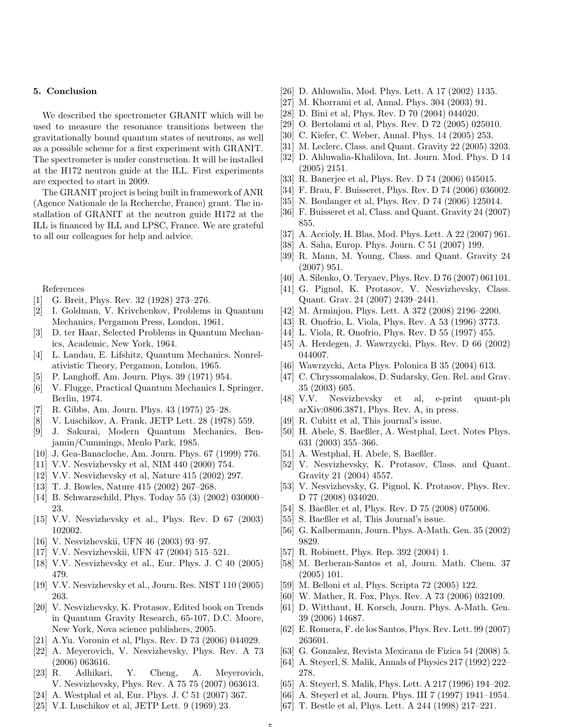## 5. Conclusion

We described the spectrometer GRANIT which will be used to measure the resonance transitions between the gravitationally bound quantum states of neutrons, as well as a possible scheme for a first experiment with GRANIT. The spectrometer is under construction. It will be installed at the H172 neutron guide at the ILL. First experiments are expected to start in 2009.

The GRANIT project is being built in framework of ANR (Agence Nationale de la Recherche, France) grant. The installation of GRANIT at the neutron guide H172 at the ILL is financed by ILL and LPSC, France. We are grateful to all our colleagues for help and advice.

References

[1] G. Breit, Phys. Rev. 32 (1928) 273–276.
[2] I. Goldman, V. Krivchenkov, Problems in Quantum Mechanics, Pergamon Press, London, 1961.
[3] D. ter Haar, Selected Problems in Quantum Mechanics, Academic, New York, 1964.
[4] L. Landau, E. Lifshitz, Quantum Mechanics. Nonrelativistic Theory, Pergamon, London, 1965.
[5] P. Langhoff, Am. Journ. Phys. 39 (1971) 954.
[6] V. Flugge, Practical Quantum Mechanics I, Springer, Berlin, 1974.
[7] R. Gibbs, Am. Journ. Phys. 43 (1975) 25–28.
[8] V. Luschikov, A. Frank, JETP Lett. 28 (1978) 559.
[9] J. Sakurai, Modern Quantum Mechanics, Benjamin/Cummings, Menlo Park, 1985.
[10] J. Gea-Banacloche, Am. Journ. Phys. 67 (1999) 776.
[11] V.V. Nesvizhevsky et al, NIM 440 (2000) 754.
[12] V.V. Nesvizhevsky et al, Nature 415 (2002) 297.
[13] T. J. Bowles, Nature 415 (2002) 267–268.
[14] B. Schwarzschild, Phys. Today 55 (3) (2002) 030000–23.
[15] V.V. Nesvizhevsky et al., Phys. Rev. D 67 (2003) 102002.
[16] V. Nesvizhevskii, UFN 46 (2003) 93–97.
[17] V.V. Nesvizhevskii, UFN 47 (2004) 515–521.
[18] V.V. Nesvizhevsky et al., Eur. Phys. J. C 40 (2005) 479.
[19] V.V. Nesvizhevsky et al., Journ. Res. NIST 110 (2005) 263.
[20] V. Nesvizhevsky, K. Protasov, Edited book on Trends in Quantum Gravity Research, 65-107, D.C. Moore, New York, Nova science publishers, 2005.
[21] A.Yu. Voronin et al, Phys. Rev. D 73 (2006) 044029.
[22] A. Meyerovich, V. Nesvizhevsky, Phys. Rev. A 73 (2006) 063616.
[23] R. Adhikari, Y. Cheng, A. Meyerovich, V. Nesvizhevsky, Phys. Rev. A 75 75 (2007) 063613.
[24] A. Westphal at al, Eur. Phys. J. C 51 (2007) 367.
[25] V.I. Luschikov et al, JETP Lett. 9 (1969) 23.
[26] D. Ahluwalia, Mod. Phys. Lett. A 17 (2002) 1135.
[27] M. Khorrami et al, Annal. Phys. 304 (2003) 91.
[28] D. Bini et al, Phys. Rev. D 70 (2004) 044020.
[29] O. Bertolami et al, Phys. Rev. D 72 (2005) 025010.
[30] C. Kiefer, C. Weber, Annal. Phys. 14 (2005) 253.
[31] M. Leclerc, Class. and Quant. Gravity 22 (2005) 3203.
[32] D. Ahluwalia-Khalilova, Int. Journ. Mod. Phys. D 14 (2005) 2151.
[33] R. Banerjee et al, Phys. Rev. D 74 (2006) 045015.
[34] F. Brau, F. Buisseret, Phys. Rev. D 74 (2006) 036002.
[35] N. Boulanger et al, Phys. Rev. D 74 (2006) 125014.
[36] F. Buisseret et al, Class. and Quant. Gravity 24 (2007) 855.
[37] A. Accioly, H. Blas, Mod. Phys. Lett. A 22 (2007) 961.
[38] A. Saha, Europ. Phys. Journ. C 51 (2007) 199.
[39] R. Mann, M. Young, Class. and Quant. Gravity 24 (2007) 951.
[40] A. Silenko, O. Teryaev, Phys. Rev. D 76 (2007) 061101.
[41] G. Pignol, K. Protasov, V. Nesvizhevsky, Class. Quant. Grav. 24 (2007) 2439–2441.
[42] M. Arminjon, Phys. Lett. A 372 (2008) 2196–2200.
[43] R. Onofrio, L. Viola, Phys. Rev. A 53 (1996) 3773.
[44] L. Viola, R. Onofrio, Phys. Rev. D 55 (1997) 455.
[45] A. Herdegen, J. Wawrzycki, Phys. Rev. D 66 (2002) 044007.
[46] Wawrzycki, Acta Phys. Polonica B 35 (2004) 613.
[47] C. Chryssomalakos, D. Sudarsky, Gen. Rel. and Grav. 35 (2003) 605.
[48] V.V. Nesvizhevsky et al, e-print quant-ph arXiv:0806.3871, Phys. Rev. A, in press.
[49] R. Cubitt et al, This journal's issue.
[50] H. Abele, S. Baeßler, A. Westphal, Lect. Notes Phys. 631 (2003) 355–366.
[51] A. Westphal, H. Abele, S. Baeßler.
[52] V. Nesvizhevsky, K. Protasov, Class. and Quant. Gravity 21 (2004) 4557.
[53] V. Nesvizhevsky, G. Pignol, K. Protasov, Phys. Rev. D 77 (2008) 034020.
[54] S. Baeßler et al, Phys. Rev. D 75 (2008) 075006.
[55] S. Baeßler et al, This Journal's issue.
[56] G. Kalbermann, Journ. Phys. A-Math. Gen. 35 (2002) 9829.
[57] R. Robinett, Phys. Rep. 392 (2004) 1.
[58] M. Berberan-Santos et al, Journ. Math. Chem. 37 (2005) 101.
[59] M. Belloni et al, Phys. Scripta 72 (2005) 122.
[60] W. Mather, R. Fox, Phys. Rev. A 73 (2006) 032109.
[61] D. Witthaut, H. Korsch, Journ. Phys. A-Math. Gen. 39 (2006) 14687.
[62] E. Romera, F. de los Santos, Phys. Rev. Lett. 99 (2007) 263601.
[63] G. Gonzalez, Revista Mexicana de Fizica 54 (2008) 5.
[64] A. Steyerl, S. Malik, Annals of Physics 217 (1992) 222–278.
[65] A. Steyerl, S. Malik, Phys. Lett. A 217 (1996) 194–202.
[66] A. Steyerl et al, Journ. Phys. III 7 (1997) 1941–1954.
[67] T. Bestle et al, Phys. Lett. A 244 (1998) 217–221.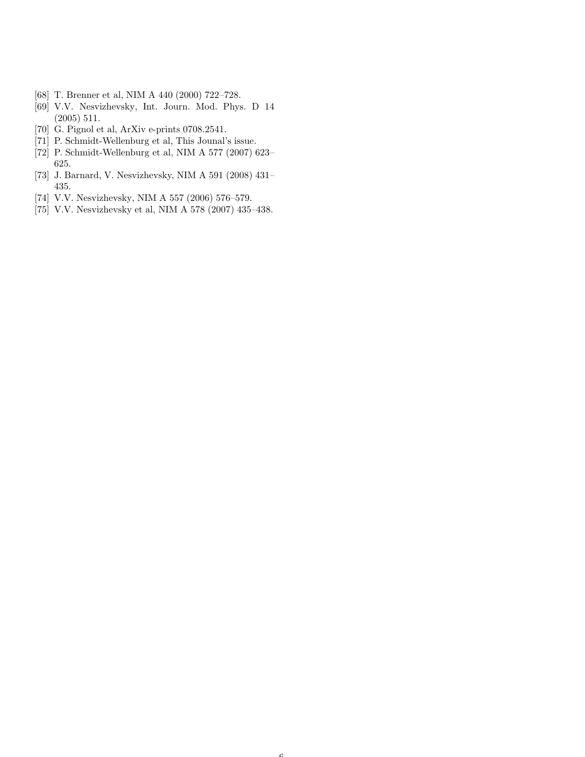[68] T. Brenner et al, NIM A 440 (2000) 722–728.
[69] V.V. Nesvizhevsky, Int. Journ. Mod. Phys. D 14 (2005) 511.
[70] G. Pignol et al, ArXiv e-prints 0708.2541.
[71] P. Schmidt-Wellenburg et al, This Jounal's issue.
[72] P. Schmidt-Wellenburg et al, NIM A 577 (2007) 623–625.
[73] J. Barnard, V. Nesvizhevsky, NIM A 591 (2008) 431–435.
[74] V.V. Nesvizhevsky, NIM A 557 (2006) 576–579.
[75] V.V. Nesvizhevsky et al, NIM A 578 (2007) 435–438.